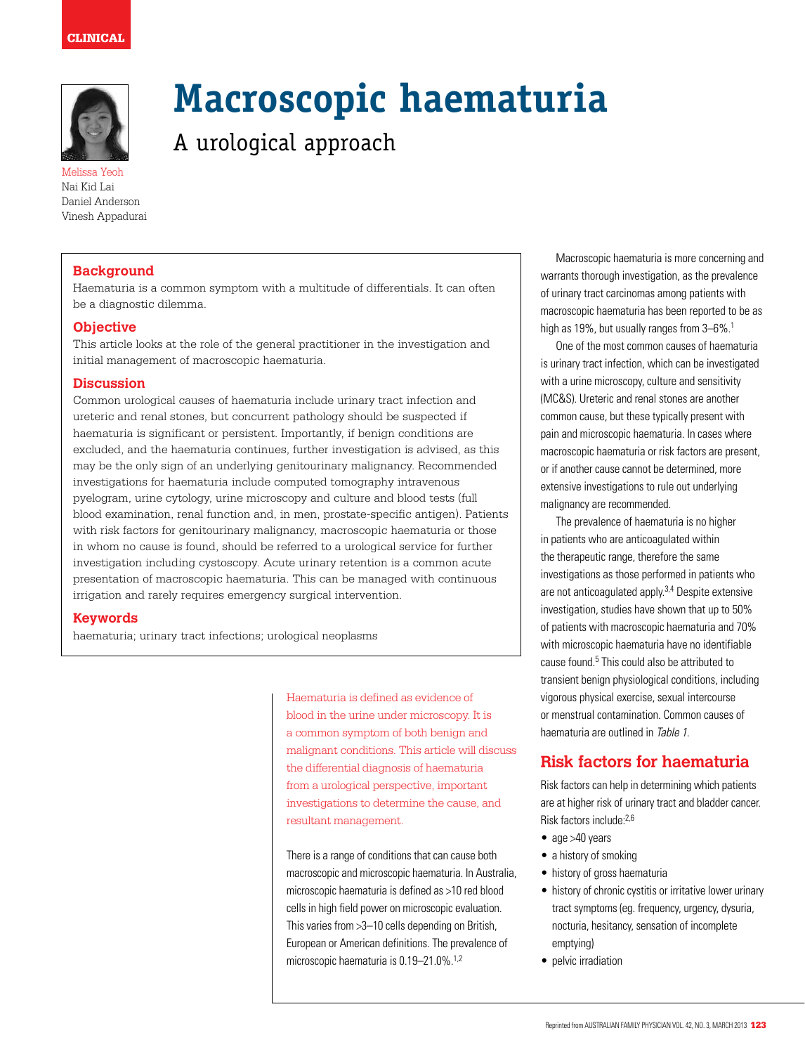CLINICAL

# Macroscopic haematuria

## A urological approach

Melissa Yeoh
Nai Kid Lai
Daniel Anderson
Vinesh Appadurai

### Background

Haematuria is a common symptom with a multitude of differentials. It can often be a diagnostic dilemma.

### Objective

This article looks at the role of the general practitioner in the investigation and initial management of macroscopic haematuria.

### Discussion

Common urological causes of haematuria include urinary tract infection and ureteric and renal stones, but concurrent pathology should be suspected if haematuria is significant or persistent. Importantly, if benign conditions are excluded, and the haematuria continues, further investigation is advised, as this may be the only sign of an underlying genitourinary malignancy. Recommended investigations for haematuria include computed tomography intravenous pyelogram, urine cytology, urine microscopy and culture and blood tests (full blood examination, renal function and, in men, prostate-specific antigen). Patients with risk factors for genitourinary malignancy, macroscopic haematuria or those in whom no cause is found, should be referred to a urological service for further investigation including cystoscopy. Acute urinary retention is a common acute presentation of macroscopic haematuria. This can be managed with continuous irrigation and rarely requires emergency surgical intervention.

### Keywords

haematuria; urinary tract infections; urological neoplasms

Haematuria is defined as evidence of blood in the urine under microscopy. It is a common symptom of both benign and malignant conditions. This article will discuss the differential diagnosis of haematuria from a urological perspective, important investigations to determine the cause, and resultant management.

There is a range of conditions that can cause both macroscopic and microscopic haematuria. In Australia, microscopic haematuria is defined as >10 red blood cells in high field power on microscopic evaluation. This varies from >3–10 cells depending on British, European or American definitions. The prevalence of microscopic haematuria is 0.19–21.0%.[1,2]

Macroscopic haematuria is more concerning and warrants thorough investigation, as the prevalence of urinary tract carcinomas among patients with macroscopic haematuria has been reported to be as high as 19%, but usually ranges from 3–6%.[1]

One of the most common causes of haematuria is urinary tract infection, which can be investigated with a urine microscopy, culture and sensitivity (MC&S). Ureteric and renal stones are another common cause, but these typically present with pain and microscopic haematuria. In cases where macroscopic haematuria or risk factors are present, or if another cause cannot be determined, more extensive investigations to rule out underlying malignancy are recommended.

The prevalence of haematuria is no higher in patients who are anticoagulated within the therapeutic range, therefore the same investigations as those performed in patients who are not anticoagulated apply.[3,4] Despite extensive investigation, studies have shown that up to 50% of patients with macroscopic haematuria and 70% with microscopic haematuria have no identifiable cause found.[5] This could also be attributed to transient benign physiological conditions, including vigorous physical exercise, sexual intercourse or menstrual contamination. Common causes of haematuria are outlined in *Table 1*.

## Risk factors for haematuria

Risk factors can help in determining which patients are at higher risk of urinary tract and bladder cancer. Risk factors include:[2,6]

- age >40 years
- a history of smoking
- history of gross haematuria
- history of chronic cystitis or irritative lower urinary tract symptoms (eg. frequency, urgency, dysuria, nocturia, hesitancy, sensation of incomplete emptying)
- pelvic irradiation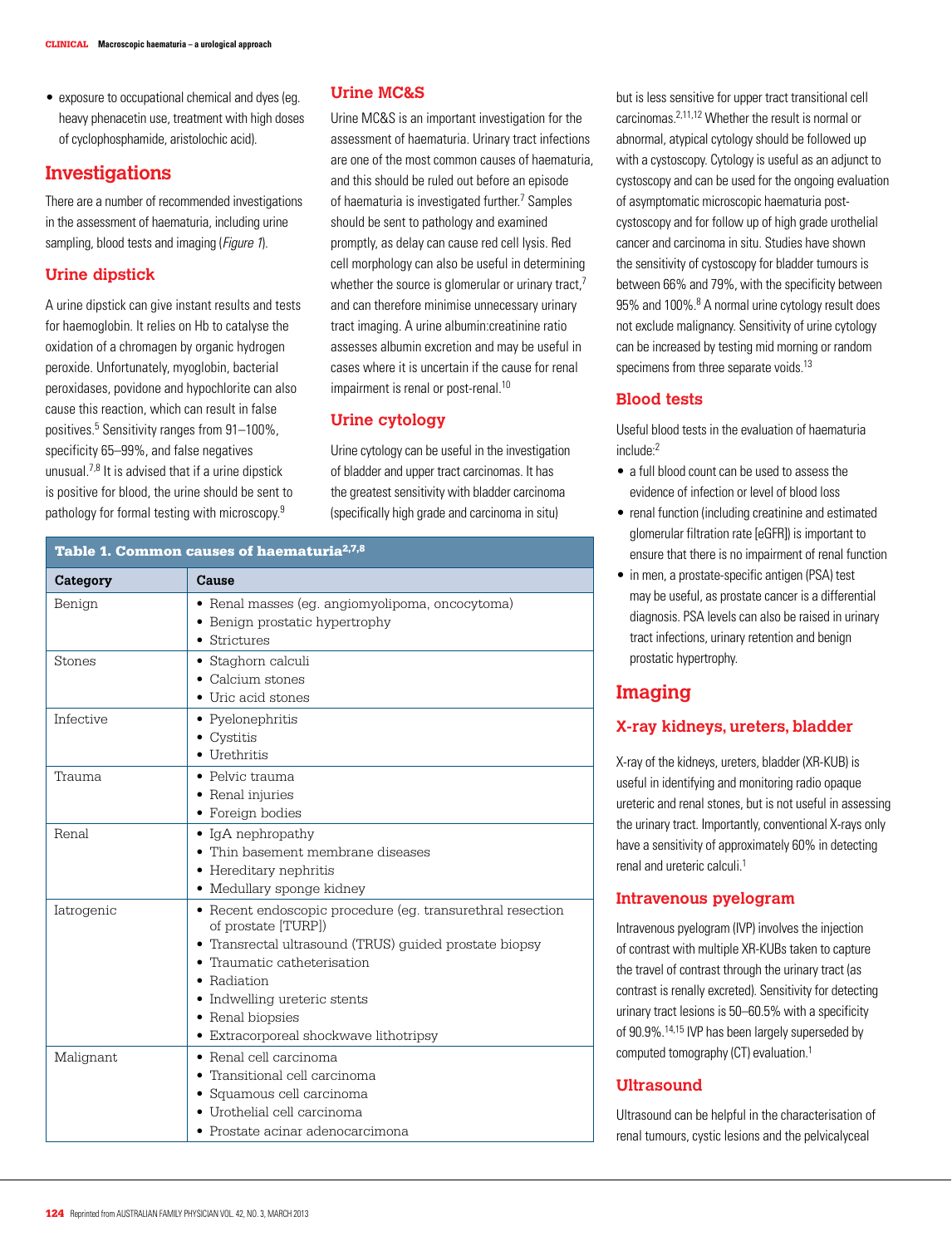- exposure to occupational chemical and dyes (eg. heavy phenacetin use, treatment with high doses of cyclophosphamide, aristolochic acid).

## Investigations

There are a number of recommended investigations in the assessment of haematuria, including urine sampling, blood tests and imaging (*Figure 1*).

### Urine dipstick

A urine dipstick can give instant results and tests for haemoglobin. It relies on Hb to catalyse the oxidation of a chromagen by organic hydrogen peroxide. Unfortunately, myoglobin, bacterial peroxidases, povidone and hypochlorite can also cause this reaction, which can result in false positives.[5] Sensitivity ranges from 91–100%, specificity 65–99%, and false negatives unusual.[7,8] It is advised that if a urine dipstick is positive for blood, the urine should be sent to pathology for formal testing with microscopy.[9]

### Urine MC&S

Urine MC&S is an important investigation for the assessment of haematuria. Urinary tract infections are one of the most common causes of haematuria, and this should be ruled out before an episode of haematuria is investigated further.[7] Samples should be sent to pathology and examined promptly, as delay can cause red cell lysis. Red cell morphology can also be useful in determining whether the source is glomerular or urinary tract,[7] and can therefore minimise unnecessary urinary tract imaging. A urine albumin:creatinine ratio assesses albumin excretion and may be useful in cases where it is uncertain if the cause for renal impairment is renal or post-renal.[10]

### Urine cytology

Urine cytology can be useful in the investigation of bladder and upper tract carcinomas. It has the greatest sensitivity with bladder carcinoma (specifically high grade and carcinoma in situ) but is less sensitive for upper tract transitional cell carcinomas.[2,11,12] Whether the result is normal or abnormal, atypical cytology should be followed up with a cystoscopy. Cytology is useful as an adjunct to cystoscopy and can be used for the ongoing evaluation of asymptomatic microscopic haematuria post-cystoscopy and for follow up of high grade urothelial cancer and carcinoma in situ. Studies have shown the sensitivity of cystoscopy for bladder tumours is between 66% and 79%, with the specificity between 95% and 100%.[8] A normal urine cytology result does not exclude malignancy. Sensitivity of urine cytology can be increased by testing mid morning or random specimens from three separate voids.[13]

**Table 1. Common causes of haematuria[2,7,8]**

| Category | Cause |
|---|---|
| Benign | • Renal masses (eg. angiomyolipoma, oncocytoma)<br>• Benign prostatic hypertrophy<br>• Strictures |
| Stones | • Staghorn calculi<br>• Calcium stones<br>• Uric acid stones |
| Infective | • Pyelonephritis<br>• Cystitis<br>• Urethritis |
| Trauma | • Pelvic trauma<br>• Renal injuries<br>• Foreign bodies |
| Renal | • IgA nephropathy<br>• Thin basement membrane diseases<br>• Hereditary nephritis<br>• Medullary sponge kidney |
| Iatrogenic | • Recent endoscopic procedure (eg. transurethral resection of prostate [TURP])<br>• Transrectal ultrasound (TRUS) guided prostate biopsy<br>• Traumatic catheterisation<br>• Radiation<br>• Indwelling ureteric stents<br>• Renal biopsies<br>• Extracorporeal shockwave lithotripsy |
| Malignant | • Renal cell carcinoma<br>• Transitional cell carcinoma<br>• Squamous cell carcinoma<br>• Urothelial cell carcinoma<br>• Prostate acinar adenocarcimona |

### Blood tests

Useful blood tests in the evaluation of haematuria include:[2]

- a full blood count can be used to assess the evidence of infection or level of blood loss
- renal function (including creatinine and estimated glomerular filtration rate [eGFR]) is important to ensure that there is no impairment of renal function
- in men, a prostate-specific antigen (PSA) test may be useful, as prostate cancer is a differential diagnosis. PSA levels can also be raised in urinary tract infections, urinary retention and benign prostatic hypertrophy.

## Imaging

### X-ray kidneys, ureters, bladder

X-ray of the kidneys, ureters, bladder (XR-KUB) is useful in identifying and monitoring radio opaque ureteric and renal stones, but is not useful in assessing the urinary tract. Importantly, conventional X-rays only have a sensitivity of approximately 60% in detecting renal and ureteric calculi.[1]

### Intravenous pyelogram

Intravenous pyelogram (IVP) involves the injection of contrast with multiple XR-KUBs taken to capture the travel of contrast through the urinary tract (as contrast is renally excreted). Sensitivity for detecting urinary tract lesions is 50–60.5% with a specificity of 90.9%.[14,15] IVP has been largely superseded by computed tomography (CT) evaluation.[1]

### Ultrasound

Ultrasound can be helpful in the characterisation of renal tumours, cystic lesions and the pelvicalyceal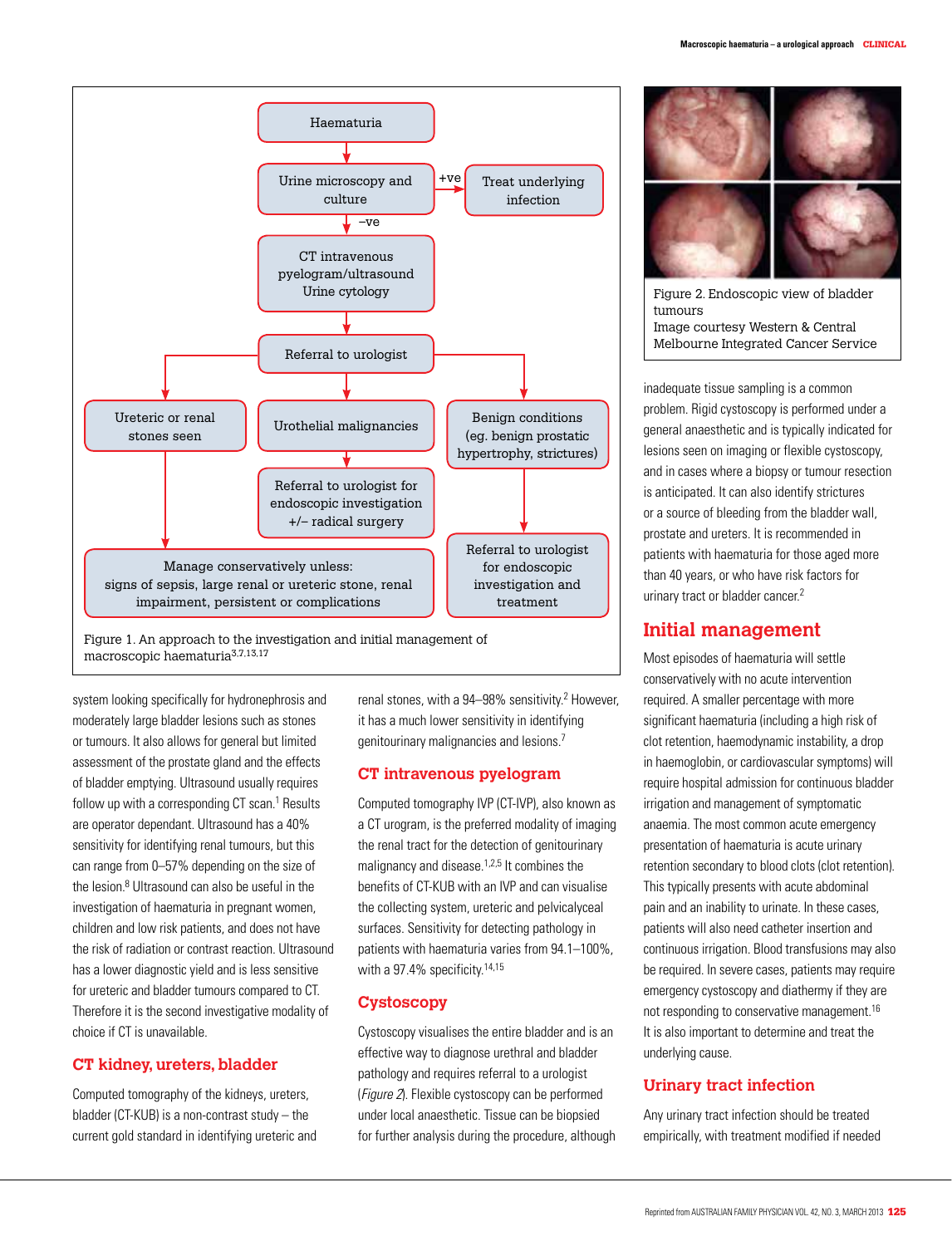Haematuria

Urine microscopy and culture → +ve → Treat underlying infection

–ve

CT intravenous pyelogram/ultrasound
Urine cytology

Referral to urologist

- Ureteric or renal stones seen
- Urothelial malignancies → Referral to urologist for endoscopic investigation +/– radical surgery
- Benign conditions (eg. benign prostatic hypertrophy, strictures) → Referral to urologist for endoscopic investigation and treatment

Manage conservatively unless: signs of sepsis, large renal or ureteric stone, renal impairment, persistent or complications

Figure 1. An approach to the investigation and initial management of macroscopic haematuria[3,7,13,17]

system looking specifically for hydronephrosis and moderately large bladder lesions such as stones or tumours. It also allows for general but limited assessment of the prostate gland and the effects of bladder emptying. Ultrasound usually requires follow up with a corresponding CT scan.[1] Results are operator dependant. Ultrasound has a 40% sensitivity for identifying renal tumours, but this can range from 0–57% depending on the size of the lesion.[8] Ultrasound can also be useful in the investigation of haematuria in pregnant women, children and low risk patients, and does not have the risk of radiation or contrast reaction. Ultrasound has a lower diagnostic yield and is less sensitive for ureteric and bladder tumours compared to CT. Therefore it is the second investigative modality of choice if CT is unavailable.

## CT kidney, ureters, bladder

Computed tomography of the kidneys, ureters, bladder (CT-KUB) is a non-contrast study – the current gold standard in identifying ureteric and renal stones, with a 94–98% sensitivity.[2] However, it has a much lower sensitivity in identifying genitourinary malignancies and lesions.[7]

## CT intravenous pyelogram

Computed tomography IVP (CT-IVP), also known as a CT urogram, is the preferred modality of imaging the renal tract for the detection of genitourinary malignancy and disease.[1,2,5] It combines the benefits of CT-KUB with an IVP and can visualise the collecting system, ureteric and pelvicalyceal surfaces. Sensitivity for detecting pathology in patients with haematuria varies from 94.1–100%, with a 97.4% specificity.[14,15]

## Cystoscopy

Cystoscopy visualises the entire bladder and is an effective way to diagnose urethral and bladder pathology and requires referral to a urologist (*Figure 2*). Flexible cystoscopy can be performed under local anaesthetic. Tissue can be biopsied for further analysis during the procedure, although inadequate tissue sampling is a common problem. Rigid cystoscopy is performed under a general anaesthetic and is typically indicated for lesions seen on imaging or flexible cystoscopy, and in cases where a biopsy or tumour resection is anticipated. It can also identify strictures or a source of bleeding from the bladder wall, prostate and ureters. It is recommended in patients with haematuria for those aged more than 40 years, or who have risk factors for urinary tract or bladder cancer.[2]

Figure 2. Endoscopic view of bladder tumours
Image courtesy Western & Central Melbourne Integrated Cancer Service

## Initial management

Most episodes of haematuria will settle conservatively with no acute intervention required. A smaller percentage with more significant haematuria (including a high risk of clot retention, haemodynamic instability, a drop in haemoglobin, or cardiovascular symptoms) will require hospital admission for continuous bladder irrigation and management of symptomatic anaemia. The most common acute emergency presentation of haematuria is acute urinary retention secondary to blood clots (clot retention). This typically presents with acute abdominal pain and an inability to urinate. In these cases, patients will also need catheter insertion and continuous irrigation. Blood transfusions may also be required. In severe cases, patients may require emergency cystoscopy and diathermy if they are not responding to conservative management.[16] It is also important to determine and treat the underlying cause.

## Urinary tract infection

Any urinary tract infection should be treated empirically, with treatment modified if needed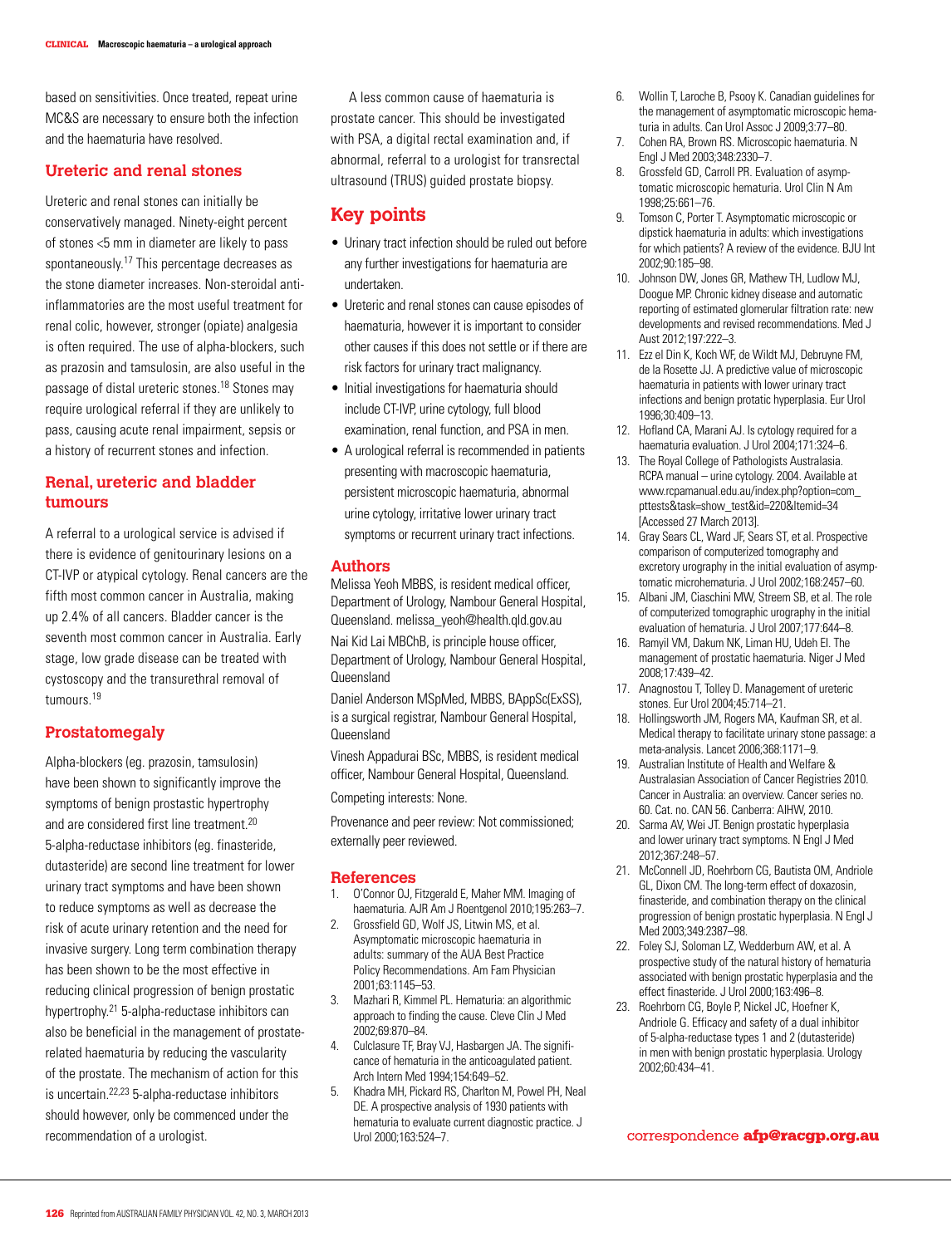based on sensitivities. Once treated, repeat urine MC&S are necessary to ensure both the infection and the haematuria have resolved.

### Ureteric and renal stones

Ureteric and renal stones can initially be conservatively managed. Ninety-eight percent of stones <5 mm in diameter are likely to pass spontaneously.[17] This percentage decreases as the stone diameter increases. Non-steroidal anti-inflammatories are the most useful treatment for renal colic, however, stronger (opiate) analgesia is often required. The use of alpha-blockers, such as prazosin and tamsulosin, are also useful in the passage of distal ureteric stones.[18] Stones may require urological referral if they are unlikely to pass, causing acute renal impairment, sepsis or a history of recurrent stones and infection.

### Renal, ureteric and bladder tumours

A referral to a urological service is advised if there is evidence of genitourinary lesions on a CT-IVP or atypical cytology. Renal cancers are the fifth most common cancer in Australia, making up 2.4% of all cancers. Bladder cancer is the seventh most common cancer in Australia. Early stage, low grade disease can be treated with cystoscopy and the transurethral removal of tumours.[19]

### Prostatomegaly

Alpha-blockers (eg. prazosin, tamsulosin) have been shown to significantly improve the symptoms of benign prostastic hypertrophy and are considered first line treatment.[20] 5-alpha-reductase inhibitors (eg. finasteride, dutasteride) are second line treatment for lower urinary tract symptoms and have been shown to reduce symptoms as well as decrease the risk of acute urinary retention and the need for invasive surgery. Long term combination therapy has been shown to be the most effective in reducing clinical progression of benign prostatic hypertrophy.[21] 5-alpha-reductase inhibitors can also be beneficial in the management of prostate-related haematuria by reducing the vascularity of the prostate. The mechanism of action for this is uncertain.[22,23] 5-alpha-reductase inhibitors should however, only be commenced under the recommendation of a urologist.

A less common cause of haematuria is prostate cancer. This should be investigated with PSA, a digital rectal examination and, if abnormal, referral to a urologist for transrectal ultrasound (TRUS) guided prostate biopsy.

## Key points

- Urinary tract infection should be ruled out before any further investigations for haematuria are undertaken.
- Ureteric and renal stones can cause episodes of haematuria, however it is important to consider other causes if this does not settle or if there are risk factors for urinary tract malignancy.
- Initial investigations for haematuria should include CT-IVP, urine cytology, full blood examination, renal function, and PSA in men.
- A urological referral is recommended in patients presenting with macroscopic haematuria, persistent microscopic haematuria, abnormal urine cytology, irritative lower urinary tract symptoms or recurrent urinary tract infections.

### Authors

Melissa Yeoh MBBS, is resident medical officer, Department of Urology, Nambour General Hospital, Queensland. melissa_yeoh@health.qld.gov.au

Nai Kid Lai MBChB, is principle house officer, Department of Urology, Nambour General Hospital, Queensland

Daniel Anderson MSpMed, MBBS, BAppSc(ExSS), is a surgical registrar, Nambour General Hospital, Queensland

Vinesh Appadurai BSc, MBBS, is resident medical officer, Nambour General Hospital, Queensland.

Competing interests: None.

Provenance and peer review: Not commissioned; externally peer reviewed.

### References

1. O'Connor OJ, Fitzgerald E, Maher MM. Imaging of haematuria. AJR Am J Roentgenol 2010;195:263–7.
2. Grossfield GD, Wolf JS, Litwin MS, et al. Asymptomatic microscopic haematuria in adults: summary of the AUA Best Practice Policy Recommendations. Am Fam Physician 2001;63:1145–53.
3. Mazhari R, Kimmel PL. Hematuria: an algorithmic approach to finding the cause. Cleve Clin J Med 2002;69:870–84.
4. Culclasure TF, Bray VJ, Hasbargen JA. The significance of hematuria in the anticoagulated patient. Arch Intern Med 1994;154:649–52.
5. Khadra MH, Pickard RS, Charlton M, Powel PH, Neal DE. A prospective analysis of 1930 patients with hematuria to evaluate current diagnostic practice. J Urol 2000;163:524–7.
6. Wollin T, Laroche B, Psooy K. Canadian guidelines for the management of asymptomatic microscopic hematuria in adults. Can Urol Assoc J 2009;3:77–80.
7. Cohen RA, Brown RS. Microscopic haematuria. N Engl J Med 2003;348:2330–7.
8. Grossfeld GD, Carroll PR. Evaluation of asymptomatic microscopic hematuria. Urol Clin N Am 1998;25:661–76.
9. Tomson C, Porter T. Asymptomatic microscopic or dipstick haematuria in adults: which investigations for which patients? A review of the evidence. BJU Int 2002;90:185–98.
10. Johnson DW, Jones GR, Mathew TH, Ludlow MJ, Doogue MP. Chronic kidney disease and automatic reporting of estimated glomerular filtration rate: new developments and revised recommendations. Med J Aust 2012;197:222–3.
11. Ezz el Din K, Koch WF, de Wildt MJ, Debruyne FM, de la Rosette JJ. A predictive value of microscopic haematuria in patients with lower urinary tract infections and benign protatic hyperplasia. Eur Urol 1996;30:409–13.
12. Hofland CA, Marani AJ. Is cytology required for a haematuria evaluation. J Urol 2004;171:324–6.
13. The Royal College of Pathologists Australasia. RCPA manual – urine cytology. 2004. Available at www.rcpamanual.edu.au/index.php?option=com_pttests&task=show_test&id=220&Itemid=34 [Accessed 27 March 2013].
14. Gray Sears CL, Ward JF, Sears ST, et al. Prospective comparison of computerized tomography and excretory urography in the initial evaluation of asymptomatic microhematuria. J Urol 2002;168:2457–60.
15. Albani JM, Ciaschini MW, Streem SB, et al. The role of computerized tomographic urography in the initial evaluation of hematuria. J Urol 2007;177:644–8.
16. Ramyil VM, Dakum NK, Liman HU, Udeh EI. The management of prostatic haematuria. Niger J Med 2008;17:439–42.
17. Anagnostou T, Tolley D. Management of ureteric stones. Eur Urol 2004;45:714–21.
18. Hollingsworth JM, Rogers MA, Kaufman SR, et al. Medical therapy to facilitate urinary stone passage: a meta-analysis. Lancet 2006;368:1171–9.
19. Australian Institute of Health and Welfare & Australasian Association of Cancer Registries 2010. Cancer in Australia: an overview. Cancer series no. 60. Cat. no. CAN 56. Canberra: AIHW, 2010.
20. Sarma AV, Wei JT. Benign prostatic hyperplasia and lower urinary tract symptoms. N Engl J Med 2012;367:248–57.
21. McConnell JD, Roehrborn CG, Bautista OM, Andriole GL, Dixon CM. The long-term effect of doxazosin, finasteride, and combination therapy on the clinical progression of benign prostatic hyperplasia. N Engl J Med 2003;349:2387–98.
22. Foley SJ, Soloman LZ, Wedderburn AW, et al. A prospective study of the natural history of hematuria associated with benign prostatic hyperplasia and the effect finasteride. J Urol 2000;163:496–8.
23. Roehrborn CG, Boyle P, Nickel JC, Hoefner K, Andriole G. Efficacy and safety of a dual inhibitor of 5-alpha-reductase types 1 and 2 (dutasteride) in men with benign prostatic hyperplasia. Urology 2002;60:434–41.

correspondence **afp@racgp.org.au**